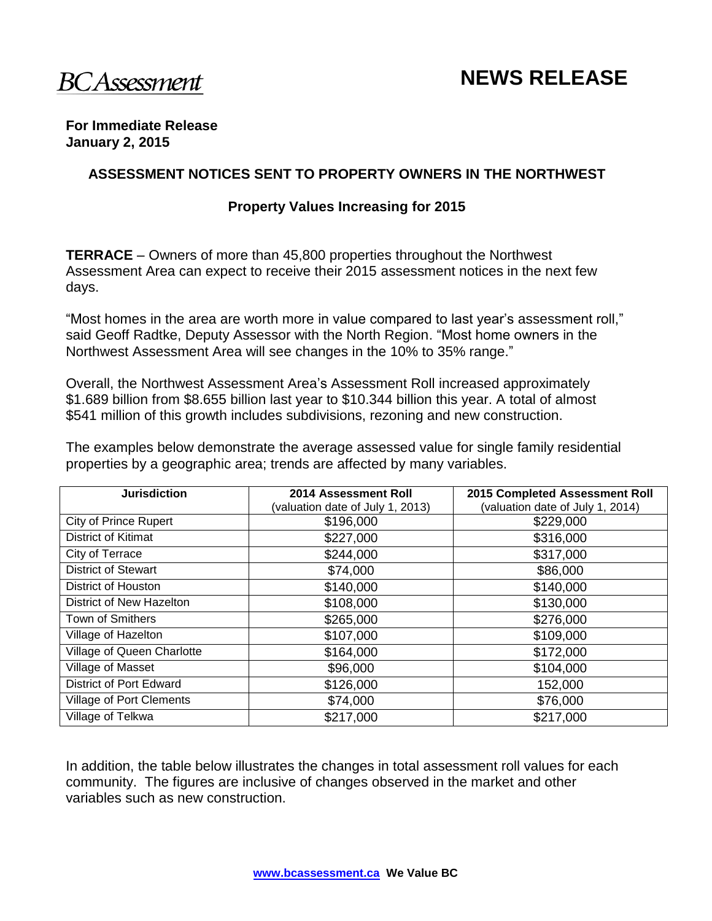BC Assessment

# NEWS RELEASE

**For Immediate Release**
**January 2, 2015**

## ASSESSMENT NOTICES SENT TO PROPERTY OWNERS IN THE NORTHWEST

### Property Values Increasing for 2015

**TERRACE** – Owners of more than 45,800 properties throughout the Northwest Assessment Area can expect to receive their 2015 assessment notices in the next few days.

"Most homes in the area are worth more in value compared to last year's assessment roll," said Geoff Radtke, Deputy Assessor with the North Region. "Most home owners in the Northwest Assessment Area will see changes in the 10% to 35% range."

Overall, the Northwest Assessment Area's Assessment Roll increased approximately $1.689 billion from $8.655 billion last year to $10.344 billion this year. A total of almost $541 million of this growth includes subdivisions, rezoning and new construction.

The examples below demonstrate the average assessed value for single family residential properties by a geographic area; trends are affected by many variables.

| Jurisdiction | 2014 Assessment Roll (valuation date of July 1, 2013) | 2015 Completed Assessment Roll (valuation date of July 1, 2014) |
|---|---|---|
| City of Prince Rupert | $196,000 | $229,000 |
| District of Kitimat | $227,000 | $316,000 |
| City of Terrace | $244,000 | $317,000 |
| District of Stewart | $74,000 | $86,000 |
| District of Houston | $140,000 | $140,000 |
| District of New Hazelton | $108,000 | $130,000 |
| Town of Smithers | $265,000 | $276,000 |
| Village of Hazelton | $107,000 | $109,000 |
| Village of Queen Charlotte | $164,000 | $172,000 |
| Village of Masset | $96,000 | $104,000 |
| District of Port Edward | $126,000 | 152,000 |
| Village of Port Clements | $74,000 | $76,000 |
| Village of Telkwa | $217,000 | $217,000 |

In addition, the table below illustrates the changes in total assessment roll values for each community. The figures are inclusive of changes observed in the market and other variables such as new construction.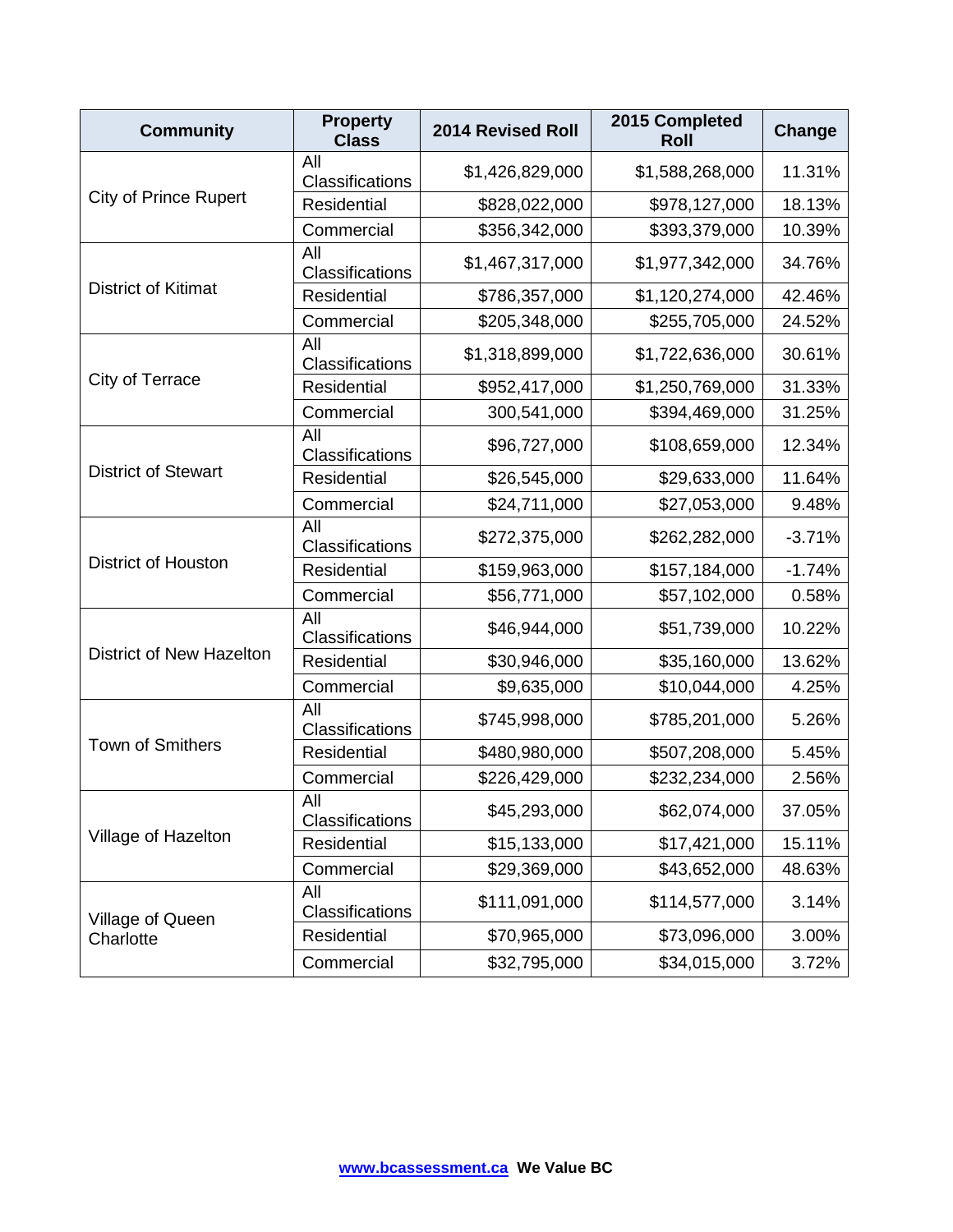| Community | Property Class | 2014 Revised Roll | 2015 Completed Roll | Change |
|---|---|---|---|---|
| City of Prince Rupert | All Classifications | $1,426,829,000 | $1,588,268,000 | 11.31% |
| | Residential | $828,022,000 | $978,127,000 | 18.13% |
| | Commercial | $356,342,000 | $393,379,000 | 10.39% |
| District of Kitimat | All Classifications | $1,467,317,000 | $1,977,342,000 | 34.76% |
| | Residential | $786,357,000 | $1,120,274,000 | 42.46% |
| | Commercial | $205,348,000 | $255,705,000 | 24.52% |
| City of Terrace | All Classifications | $1,318,899,000 | $1,722,636,000 | 30.61% |
| | Residential | $952,417,000 | $1,250,769,000 | 31.33% |
| | Commercial | 300,541,000 | $394,469,000 | 31.25% |
| District of Stewart | All Classifications | $96,727,000 | $108,659,000 | 12.34% |
| | Residential | $26,545,000 | $29,633,000 | 11.64% |
| | Commercial | $24,711,000 | $27,053,000 | 9.48% |
| District of Houston | All Classifications | $272,375,000 | $262,282,000 | -3.71% |
| | Residential | $159,963,000 | $157,184,000 | -1.74% |
| | Commercial | $56,771,000 | $57,102,000 | 0.58% |
| District of New Hazelton | All Classifications | $46,944,000 | $51,739,000 | 10.22% |
| | Residential | $30,946,000 | $35,160,000 | 13.62% |
| | Commercial | $9,635,000 | $10,044,000 | 4.25% |
| Town of Smithers | All Classifications | $745,998,000 | $785,201,000 | 5.26% |
| | Residential | $480,980,000 | $507,208,000 | 5.45% |
| | Commercial | $226,429,000 | $232,234,000 | 2.56% |
| Village of Hazelton | All Classifications | $45,293,000 | $62,074,000 | 37.05% |
| | Residential | $15,133,000 | $17,421,000 | 15.11% |
| | Commercial | $29,369,000 | $43,652,000 | 48.63% |
| Village of Queen Charlotte | All Classifications | $111,091,000 | $114,577,000 | 3.14% |
| | Residential | $70,965,000 | $73,096,000 | 3.00% |
| | Commercial | $32,795,000 | $34,015,000 | 3.72% |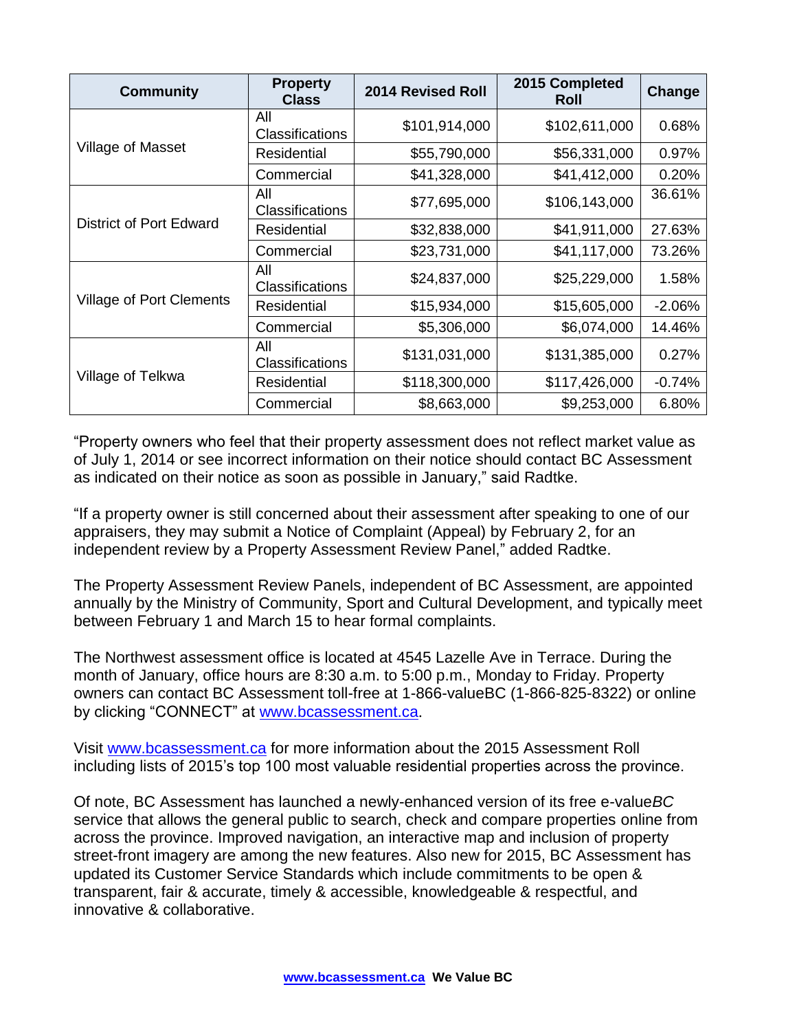| Community | Property Class | 2014 Revised Roll | 2015 Completed Roll | Change |
|---|---|---|---|---|
| Village of Masset | All Classifications | $101,914,000 | $102,611,000 | 0.68% |
| | Residential | $55,790,000 | $56,331,000 | 0.97% |
| | Commercial | $41,328,000 | $41,412,000 | 0.20% |
| District of Port Edward | All Classifications | $77,695,000 | $106,143,000 | 36.61% |
| | Residential | $32,838,000 | $41,911,000 | 27.63% |
| | Commercial | $23,731,000 | $41,117,000 | 73.26% |
| Village of Port Clements | All Classifications | $24,837,000 | $25,229,000 | 1.58% |
| | Residential | $15,934,000 | $15,605,000 | -2.06% |
| | Commercial | $5,306,000 | $6,074,000 | 14.46% |
| Village of Telkwa | All Classifications | $131,031,000 | $131,385,000 | 0.27% |
| | Residential | $118,300,000 | $117,426,000 | -0.74% |
| | Commercial | $8,663,000 | $9,253,000 | 6.80% |

"Property owners who feel that their property assessment does not reflect market value as of July 1, 2014 or see incorrect information on their notice should contact BC Assessment as indicated on their notice as soon as possible in January," said Radtke.

"If a property owner is still concerned about their assessment after speaking to one of our appraisers, they may submit a Notice of Complaint (Appeal) by February 2, for an independent review by a Property Assessment Review Panel," added Radtke.

The Property Assessment Review Panels, independent of BC Assessment, are appointed annually by the Ministry of Community, Sport and Cultural Development, and typically meet between February 1 and March 15 to hear formal complaints.

The Northwest assessment office is located at 4545 Lazelle Ave in Terrace. During the month of January, office hours are 8:30 a.m. to 5:00 p.m., Monday to Friday. Property owners can contact BC Assessment toll-free at 1-866-valueBC (1-866-825-8322) or online by clicking "CONNECT" at www.bcassessment.ca.

Visit www.bcassessment.ca for more information about the 2015 Assessment Roll including lists of 2015's top 100 most valuable residential properties across the province.

Of note, BC Assessment has launched a newly-enhanced version of its free e-value*BC* service that allows the general public to search, check and compare properties online from across the province. Improved navigation, an interactive map and inclusion of property street-front imagery are among the new features. Also new for 2015, BC Assessment has updated its Customer Service Standards which include commitments to be open & transparent, fair & accurate, timely & accessible, knowledgeable & respectful, and innovative & collaborative.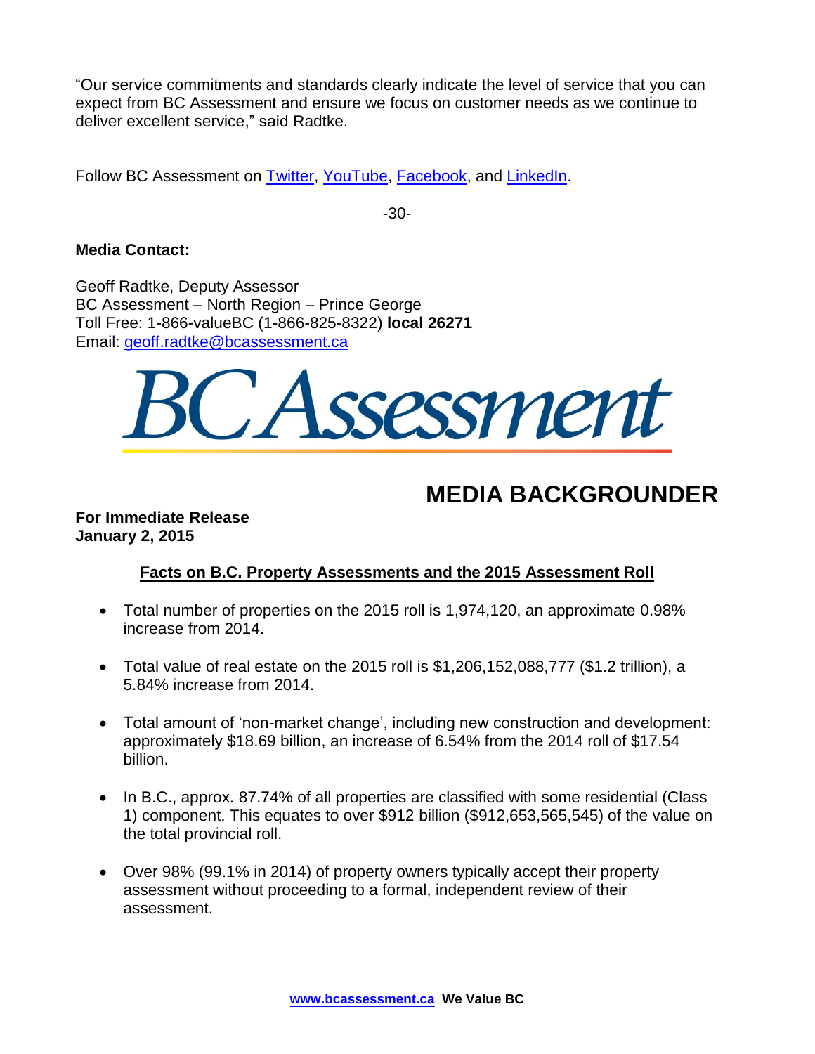"Our service commitments and standards clearly indicate the level of service that you can expect from BC Assessment and ensure we focus on customer needs as we continue to deliver excellent service," said Radtke.

Follow BC Assessment on Twitter, YouTube, Facebook, and LinkedIn.

-30-

**Media Contact:**

Geoff Radtke, Deputy Assessor
BC Assessment – North Region – Prince George
Toll Free: 1-866-valueBC (1-866-825-8322) **local 26271**
Email: geoff.radtke@bcassessment.ca

BC Assessment

# MEDIA BACKGROUNDER

**For Immediate Release**
**January 2, 2015**

## Facts on B.C. Property Assessments and the 2015 Assessment Roll

- Total number of properties on the 2015 roll is 1,974,120, an approximate 0.98% increase from 2014.
- Total value of real estate on the 2015 roll is $1,206,152,088,777 ($1.2 trillion), a 5.84% increase from 2014.
- Total amount of 'non-market change', including new construction and development: approximately $18.69 billion, an increase of 6.54% from the 2014 roll of $17.54 billion.
- In B.C., approx. 87.74% of all properties are classified with some residential (Class 1) component. This equates to over $912 billion ($912,653,565,545) of the value on the total provincial roll.
- Over 98% (99.1% in 2014) of property owners typically accept their property assessment without proceeding to a formal, independent review of their assessment.

www.bcassessment.ca We Value BC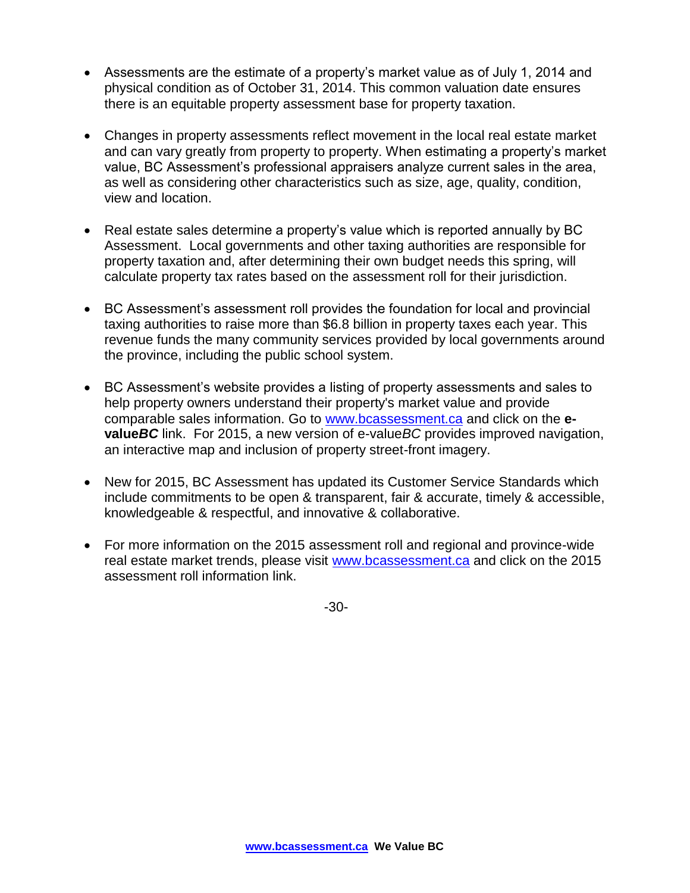- Assessments are the estimate of a property's market value as of July 1, 2014 and physical condition as of October 31, 2014. This common valuation date ensures there is an equitable property assessment base for property taxation.

- Changes in property assessments reflect movement in the local real estate market and can vary greatly from property to property. When estimating a property's market value, BC Assessment's professional appraisers analyze current sales in the area, as well as considering other characteristics such as size, age, quality, condition, view and location.

- Real estate sales determine a property's value which is reported annually by BC Assessment. Local governments and other taxing authorities are responsible for property taxation and, after determining their own budget needs this spring, will calculate property tax rates based on the assessment roll for their jurisdiction.

- BC Assessment's assessment roll provides the foundation for local and provincial taxing authorities to raise more than $6.8 billion in property taxes each year. This revenue funds the many community services provided by local governments around the province, including the public school system.

- BC Assessment's website provides a listing of property assessments and sales to help property owners understand their property's market value and provide comparable sales information. Go to www.bcassessment.ca and click on the **e-value*BC*** link. For 2015, a new version of e-value*BC* provides improved navigation, an interactive map and inclusion of property street-front imagery.

- New for 2015, BC Assessment has updated its Customer Service Standards which include commitments to be open & transparent, fair & accurate, timely & accessible, knowledgeable & respectful, and innovative & collaborative.

- For more information on the 2015 assessment roll and regional and province-wide real estate market trends, please visit www.bcassessment.ca and click on the 2015 assessment roll information link.

-30-

**www.bcassessment.ca We Value BC**